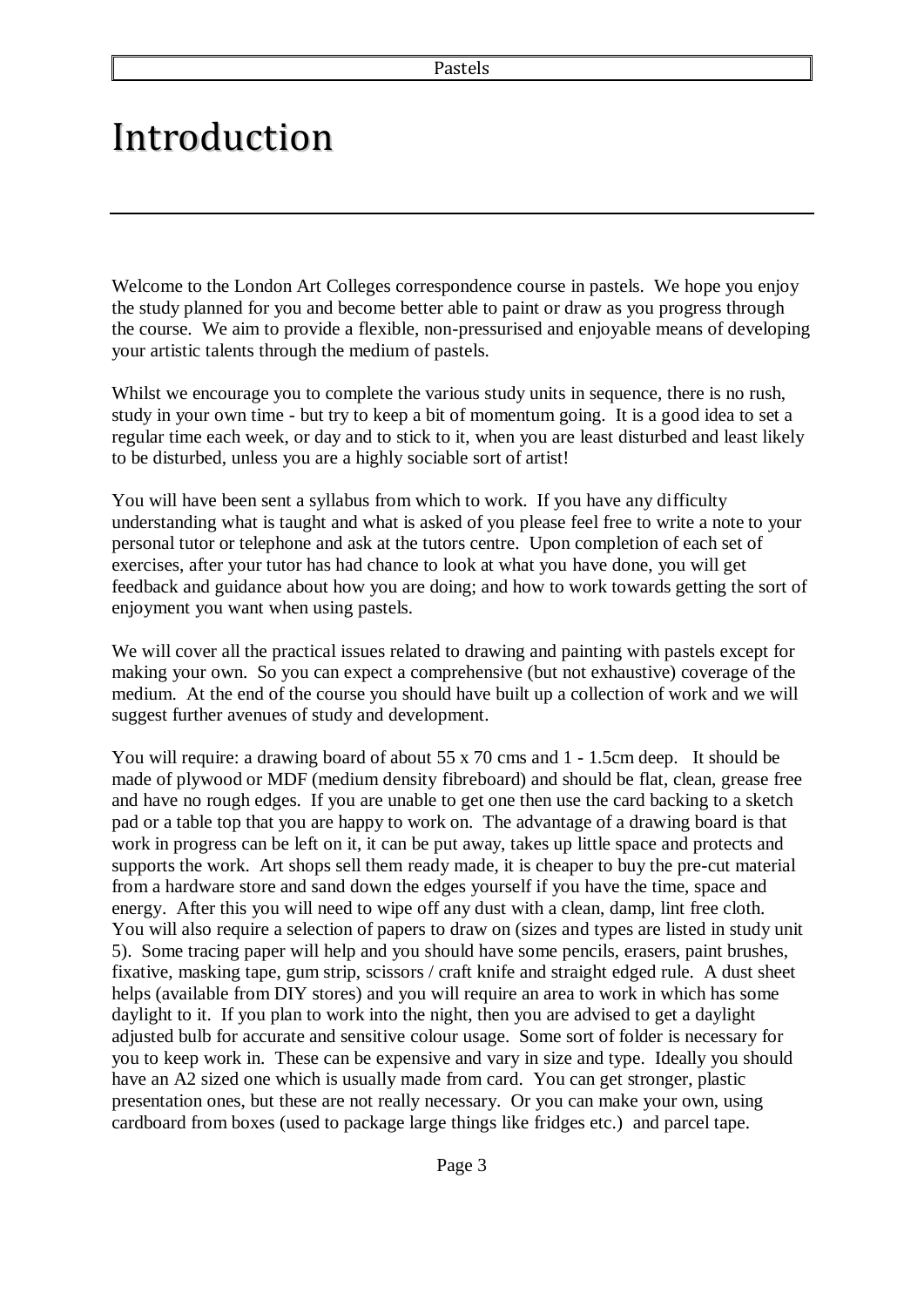# Introduction

Welcome to the London Art Colleges correspondence course in pastels. We hope you enjoy the study planned for you and become better able to paint or draw as you progress through the course. We aim to provide a flexible, non-pressurised and enjoyable means of developing your artistic talents through the medium of pastels.

Whilst we encourage you to complete the various study units in sequence, there is no rush, study in your own time - but try to keep a bit of momentum going. It is a good idea to set a regular time each week, or day and to stick to it, when you are least disturbed and least likely to be disturbed, unless you are a highly sociable sort of artist!

You will have been sent a syllabus from which to work. If you have any difficulty understanding what is taught and what is asked of you please feel free to write a note to your personal tutor or telephone and ask at the tutors centre. Upon completion of each set of exercises, after your tutor has had chance to look at what you have done, you will get feedback and guidance about how you are doing; and how to work towards getting the sort of enjoyment you want when using pastels.

We will cover all the practical issues related to drawing and painting with pastels except for making your own. So you can expect a comprehensive (but not exhaustive) coverage of the medium. At the end of the course you should have built up a collection of work and we will suggest further avenues of study and development.

You will require: a drawing board of about 55 x 70 cms and 1 - 1.5cm deep. It should be made of plywood or MDF (medium density fibreboard) and should be flat, clean, grease free and have no rough edges. If you are unable to get one then use the card backing to a sketch pad or a table top that you are happy to work on. The advantage of a drawing board is that work in progress can be left on it, it can be put away, takes up little space and protects and supports the work. Art shops sell them ready made, it is cheaper to buy the pre-cut material from a hardware store and sand down the edges yourself if you have the time, space and energy. After this you will need to wipe off any dust with a clean, damp, lint free cloth. You will also require a selection of papers to draw on (sizes and types are listed in study unit 5). Some tracing paper will help and you should have some pencils, erasers, paint brushes, fixative, masking tape, gum strip, scissors / craft knife and straight edged rule. A dust sheet helps (available from DIY stores) and you will require an area to work in which has some daylight to it. If you plan to work into the night, then you are advised to get a daylight adjusted bulb for accurate and sensitive colour usage. Some sort of folder is necessary for you to keep work in. These can be expensive and vary in size and type. Ideally you should have an A2 sized one which is usually made from card. You can get stronger, plastic presentation ones, but these are not really necessary. Or you can make your own, using cardboard from boxes (used to package large things like fridges etc.) and parcel tape.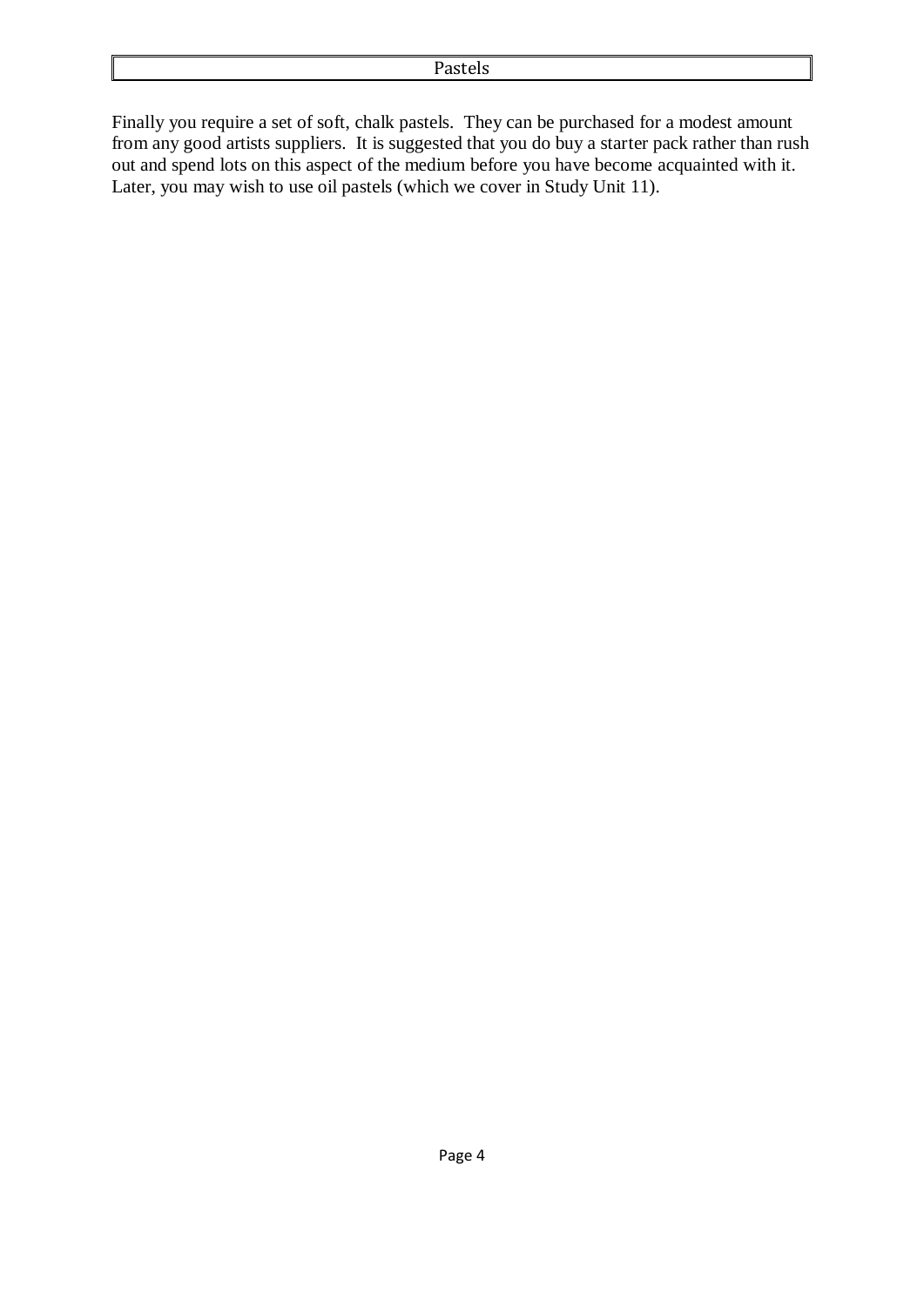## Pastels

Finally you require a set of soft, chalk pastels. They can be purchased for a modest amount from any good artists suppliers. It is suggested that you do buy a starter pack rather than rush out and spend lots on this aspect of the medium before you have become acquainted with it. Later, you may wish to use oil pastels (which we cover in Study Unit 11).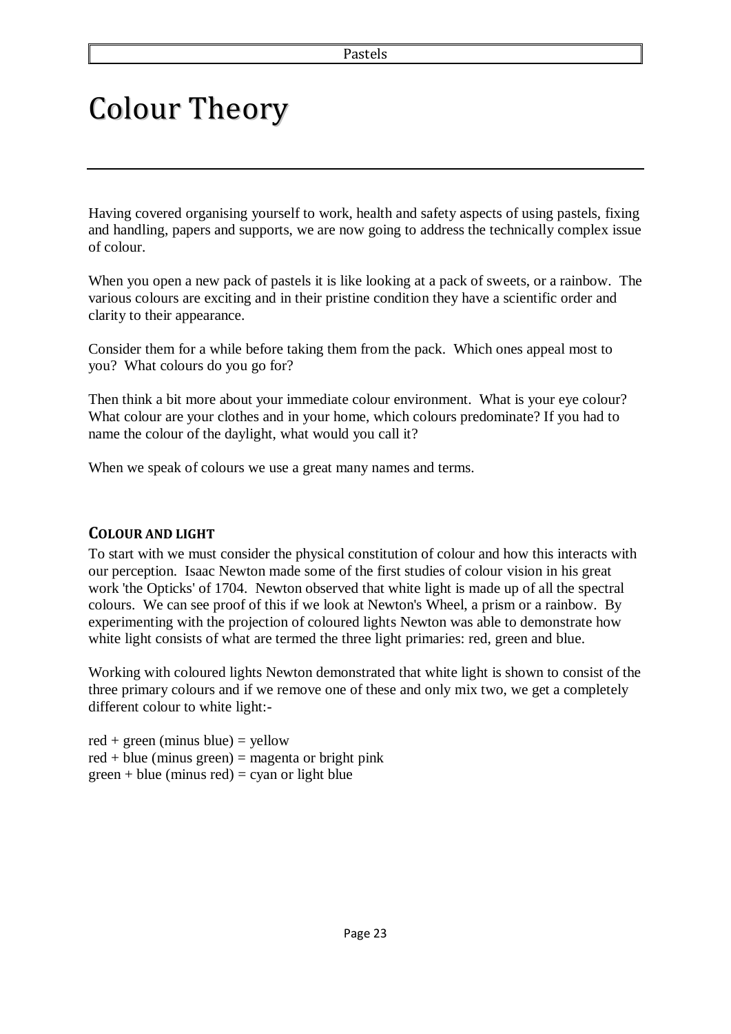# Colour Theory

Having covered organising yourself to work, health and safety aspects of using pastels, fixing and handling, papers and supports, we are now going to address the technically complex issue of colour.

When you open a new pack of pastels it is like looking at a pack of sweets, or a rainbow. The various colours are exciting and in their pristine condition they have a scientific order and clarity to their appearance.

Consider them for a while before taking them from the pack. Which ones appeal most to you? What colours do you go for?

Then think a bit more about your immediate colour environment. What is your eye colour? What colour are your clothes and in your home, which colours predominate? If you had to name the colour of the daylight, what would you call it?

When we speak of colours we use a great many names and terms.

## COLOUR AND LIGHT

To start with we must consider the physical constitution of colour and how this interacts with our perception. Isaac Newton made some of the first studies of colour vision in his great work 'the Opticks' of 1704. Newton observed that white light is made up of all the spectral colours. We can see proof of this if we look at Newton's Wheel, a prism or a rainbow. By experimenting with the projection of coloured lights Newton was able to demonstrate how white light consists of what are termed the three light primaries: red, green and blue.

Working with coloured lights Newton demonstrated that white light is shown to consist of the three primary colours and if we remove one of these and only mix two, we get a completely different colour to white light:-

red + green (minus blue) = yellow
red + blue (minus green) = magenta or bright pink
green + blue (minus red) = cyan or light blue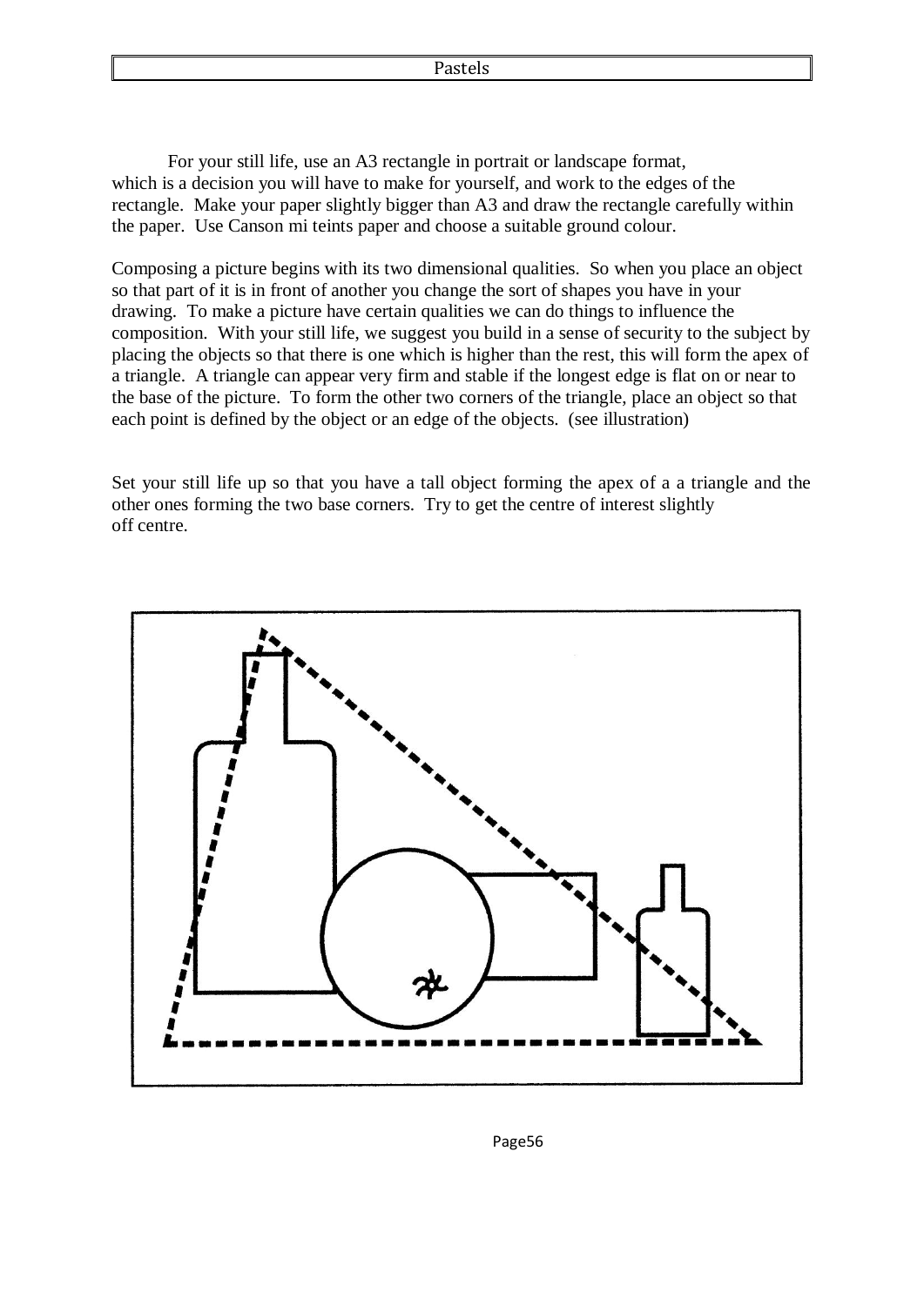For your still life, use an A3 rectangle in portrait or landscape format, which is a decision you will have to make for yourself, and work to the edges of the rectangle. Make your paper slightly bigger than A3 and draw the rectangle carefully within the paper. Use Canson mi teints paper and choose a suitable ground colour.

Composing a picture begins with its two dimensional qualities. So when you place an object so that part of it is in front of another you change the sort of shapes you have in your drawing. To make a picture have certain qualities we can do things to influence the composition. With your still life, we suggest you build in a sense of security to the subject by placing the objects so that there is one which is higher than the rest, this will form the apex of a triangle. A triangle can appear very firm and stable if the longest edge is flat on or near to the base of the picture. To form the other two corners of the triangle, place an object so that each point is defined by the object or an edge of the objects. (see illustration)

Set your still life up so that you have a tall object forming the apex of a a triangle and the other ones forming the two base corners. Try to get the centre of interest slightly off centre.